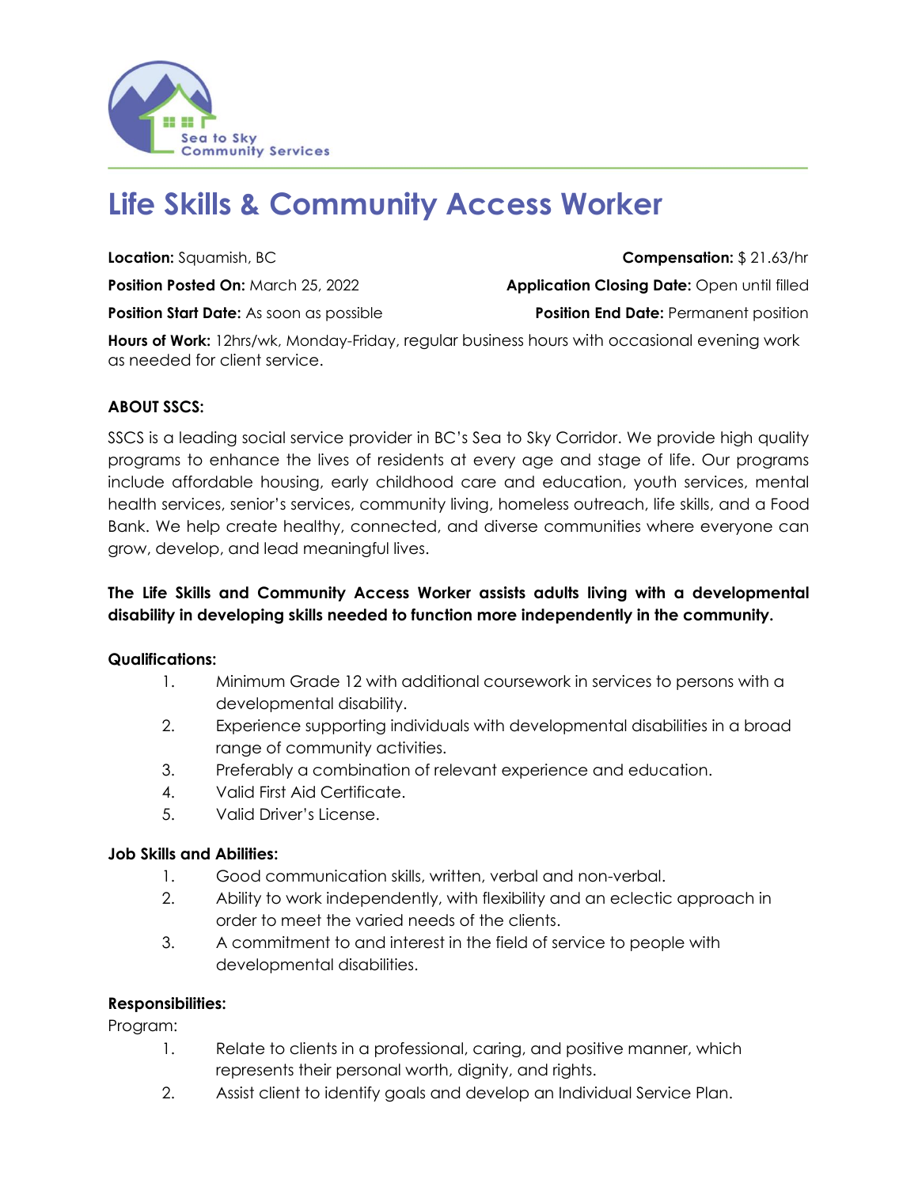Sea to Sky Community Services

# Life Skills & Community Access Worker

**Location:** Squamish, BC

**Compensation:** $ 21.63/hr

**Position Posted On:** March 25, 2022

**Application Closing Date:** Open until filled

**Position Start Date:** As soon as possible

**Position End Date:** Permanent position

**Hours of Work:** 12hrs/wk, Monday-Friday, regular business hours with occasional evening work as needed for client service.

**ABOUT SSCS:**

SSCS is a leading social service provider in BC's Sea to Sky Corridor. We provide high quality programs to enhance the lives of residents at every age and stage of life. Our programs include affordable housing, early childhood care and education, youth services, mental health services, senior's services, community living, homeless outreach, life skills, and a Food Bank. We help create healthy, connected, and diverse communities where everyone can grow, develop, and lead meaningful lives.

**The Life Skills and Community Access Worker assists adults living with a developmental disability in developing skills needed to function more independently in the community.**

**Qualifications:**

1. Minimum Grade 12 with additional coursework in services to persons with a developmental disability.
2. Experience supporting individuals with developmental disabilities in a broad range of community activities.
3. Preferably a combination of relevant experience and education.
4. Valid First Aid Certificate.
5. Valid Driver's License.

**Job Skills and Abilities:**

1. Good communication skills, written, verbal and non-verbal.
2. Ability to work independently, with flexibility and an eclectic approach in order to meet the varied needs of the clients.
3. A commitment to and interest in the field of service to people with developmental disabilities.

**Responsibilities:**

Program:

1. Relate to clients in a professional, caring, and positive manner, which represents their personal worth, dignity, and rights.
2. Assist client to identify goals and develop an Individual Service Plan.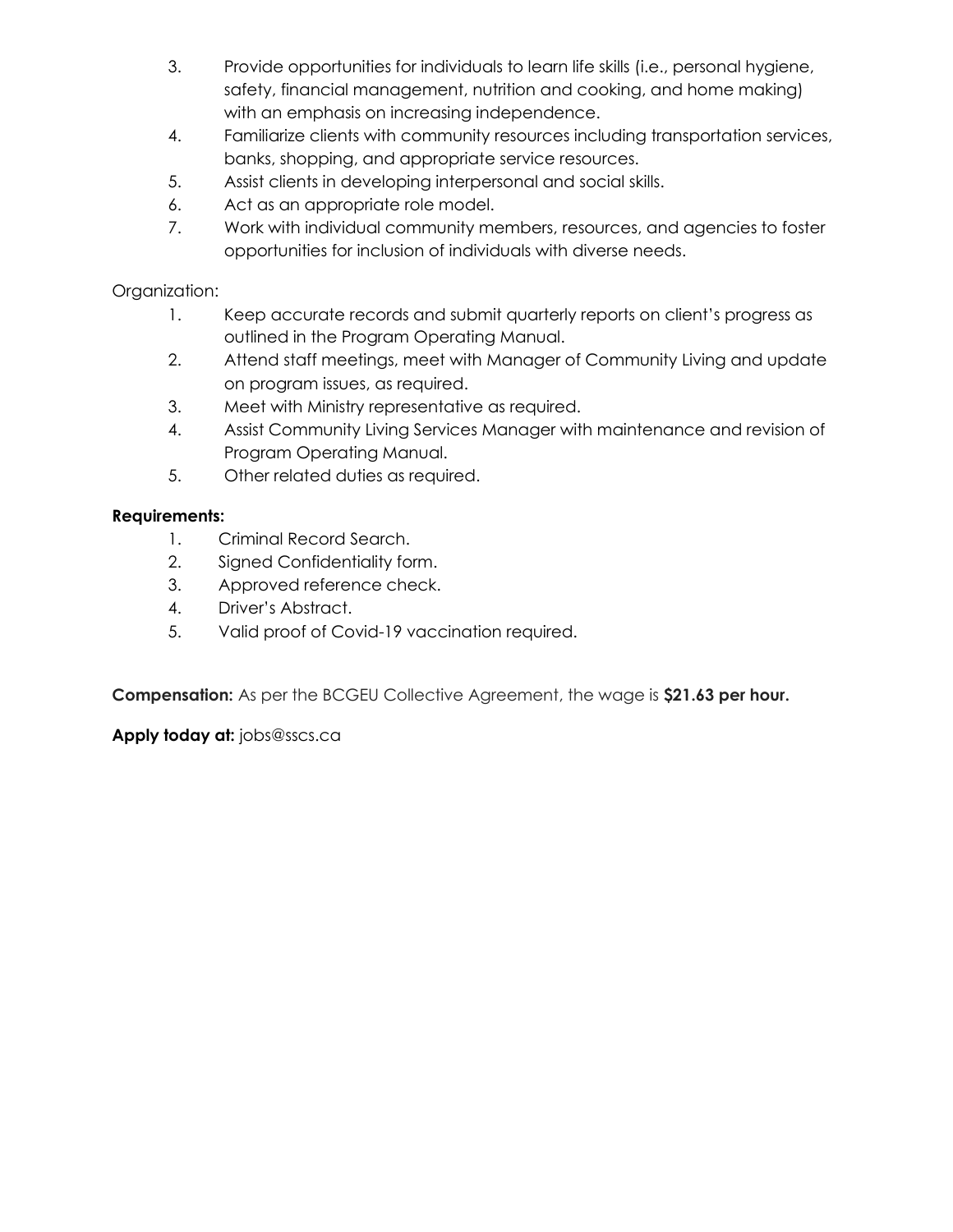3. Provide opportunities for individuals to learn life skills (i.e., personal hygiene, safety, financial management, nutrition and cooking, and home making) with an emphasis on increasing independence.
4. Familiarize clients with community resources including transportation services, banks, shopping, and appropriate service resources.
5. Assist clients in developing interpersonal and social skills.
6. Act as an appropriate role model.
7. Work with individual community members, resources, and agencies to foster opportunities for inclusion of individuals with diverse needs.

Organization:

1. Keep accurate records and submit quarterly reports on client's progress as outlined in the Program Operating Manual.
2. Attend staff meetings, meet with Manager of Community Living and update on program issues, as required.
3. Meet with Ministry representative as required.
4. Assist Community Living Services Manager with maintenance and revision of Program Operating Manual.
5. Other related duties as required.

**Requirements:**

1. Criminal Record Search.
2. Signed Confidentiality form.
3. Approved reference check.
4. Driver's Abstract.
5. Valid proof of Covid-19 vaccination required.

**Compensation:** As per the BCGEU Collective Agreement, the wage is **$21.63 per hour.**

**Apply today at:** jobs@sscs.ca